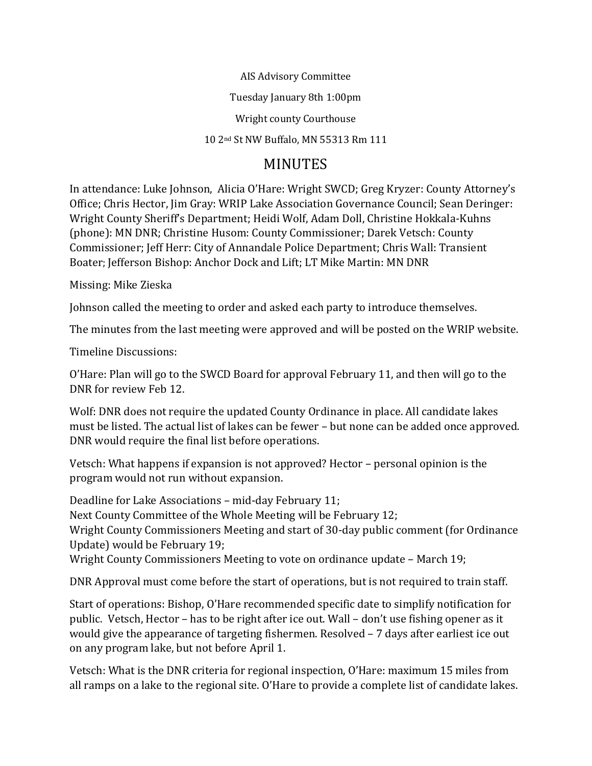AIS Advisory Committee

Tuesday January 8th 1:00pm

Wright county Courthouse

10 2nd St NW Buffalo, MN 55313 Rm 111

# MINUTES

In attendance: Luke Johnson, Alicia O'Hare: Wright SWCD; Greg Kryzer: County Attorney's Office; Chris Hector, Jim Gray: WRIP Lake Association Governance Council; Sean Deringer: Wright County Sheriff's Department; Heidi Wolf, Adam Doll, Christine Hokkala-Kuhns (phone): MN DNR; Christine Husom: County Commissioner; Darek Vetsch: County Commissioner; Jeff Herr: City of Annandale Police Department; Chris Wall: Transient Boater; Jefferson Bishop: Anchor Dock and Lift; LT Mike Martin: MN DNR

Missing: Mike Zieska

Johnson called the meeting to order and asked each party to introduce themselves.

The minutes from the last meeting were approved and will be posted on the WRIP website.

Timeline Discussions:

O'Hare: Plan will go to the SWCD Board for approval February 11, and then will go to the DNR for review Feb 12.

Wolf: DNR does not require the updated County Ordinance in place. All candidate lakes must be listed. The actual list of lakes can be fewer – but none can be added once approved. DNR would require the final list before operations.

Vetsch: What happens if expansion is not approved? Hector – personal opinion is the program would not run without expansion.

Deadline for Lake Associations – mid-day February 11;
Next County Committee of the Whole Meeting will be February 12;
Wright County Commissioners Meeting and start of 30-day public comment (for Ordinance Update) would be February 19;
Wright County Commissioners Meeting to vote on ordinance update – March 19;

DNR Approval must come before the start of operations, but is not required to train staff.

Start of operations: Bishop, O'Hare recommended specific date to simplify notification for public. Vetsch, Hector – has to be right after ice out. Wall – don't use fishing opener as it would give the appearance of targeting fishermen. Resolved – 7 days after earliest ice out on any program lake, but not before April 1.

Vetsch: What is the DNR criteria for regional inspection, O'Hare: maximum 15 miles from all ramps on a lake to the regional site. O'Hare to provide a complete list of candidate lakes.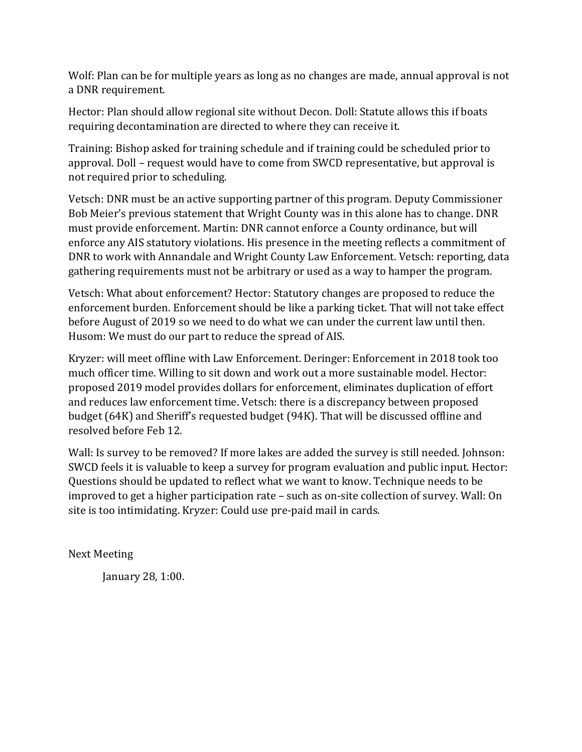Wolf: Plan can be for multiple years as long as no changes are made, annual approval is not a DNR requirement.

Hector: Plan should allow regional site without Decon. Doll: Statute allows this if boats requiring decontamination are directed to where they can receive it.

Training: Bishop asked for training schedule and if training could be scheduled prior to approval. Doll – request would have to come from SWCD representative, but approval is not required prior to scheduling.

Vetsch: DNR must be an active supporting partner of this program. Deputy Commissioner Bob Meier's previous statement that Wright County was in this alone has to change. DNR must provide enforcement. Martin: DNR cannot enforce a County ordinance, but will enforce any AIS statutory violations. His presence in the meeting reflects a commitment of DNR to work with Annandale and Wright County Law Enforcement. Vetsch: reporting, data gathering requirements must not be arbitrary or used as a way to hamper the program.

Vetsch: What about enforcement? Hector: Statutory changes are proposed to reduce the enforcement burden. Enforcement should be like a parking ticket. That will not take effect before August of 2019 so we need to do what we can under the current law until then. Husom: We must do our part to reduce the spread of AIS.

Kryzer: will meet offline with Law Enforcement. Deringer: Enforcement in 2018 took too much officer time. Willing to sit down and work out a more sustainable model. Hector: proposed 2019 model provides dollars for enforcement, eliminates duplication of effort and reduces law enforcement time. Vetsch: there is a discrepancy between proposed budget (64K) and Sheriff's requested budget (94K). That will be discussed offline and resolved before Feb 12.

Wall: Is survey to be removed? If more lakes are added the survey is still needed. Johnson: SWCD feels it is valuable to keep a survey for program evaluation and public input. Hector: Questions should be updated to reflect what we want to know. Technique needs to be improved to get a higher participation rate – such as on-site collection of survey. Wall: On site is too intimidating. Kryzer: Could use pre-paid mail in cards.

Next Meeting

January 28, 1:00.